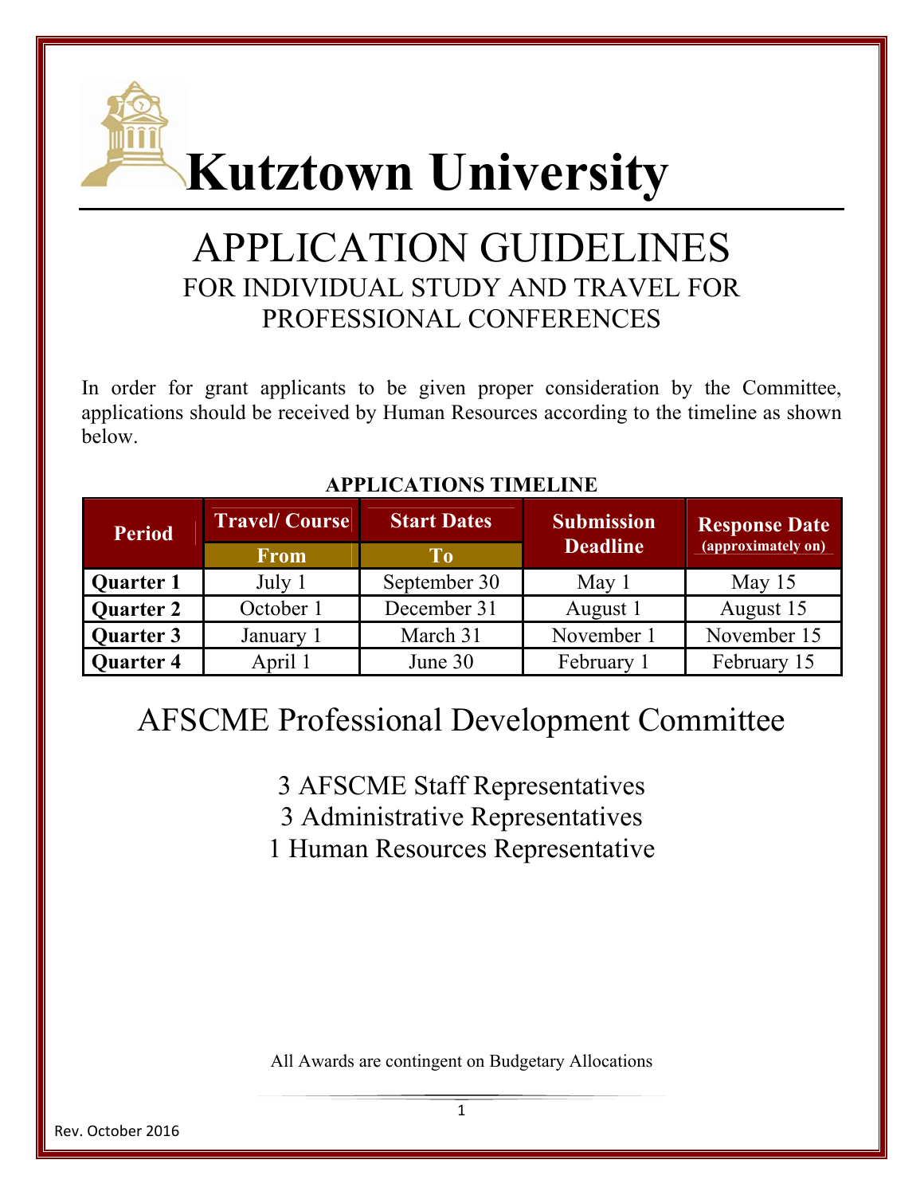# Kutztown University

## APPLICATION GUIDELINES

### FOR INDIVIDUAL STUDY AND TRAVEL FOR PROFESSIONAL CONFERENCES

In order for grant applicants to be given proper consideration by the Committee, applications should be received by Human Resources according to the timeline as shown below.

**APPLICATIONS TIMELINE**

| Period | Travel/ Course | Start Dates | Submission Deadline | Response Date (approximately on) |
|---|---|---|---|---|
| | From | To | | |
| **Quarter 1** | July 1 | September 30 | May 1 | May 15 |
| **Quarter 2** | October 1 | December 31 | August 1 | August 15 |
| **Quarter 3** | January 1 | March 31 | November 1 | November 15 |
| **Quarter 4** | April 1 | June 30 | February 1 | February 15 |

## AFSCME Professional Development Committee

3 AFSCME Staff Representatives
3 Administrative Representatives
1 Human Resources Representative

All Awards are contingent on Budgetary Allocations

Rev. October 2016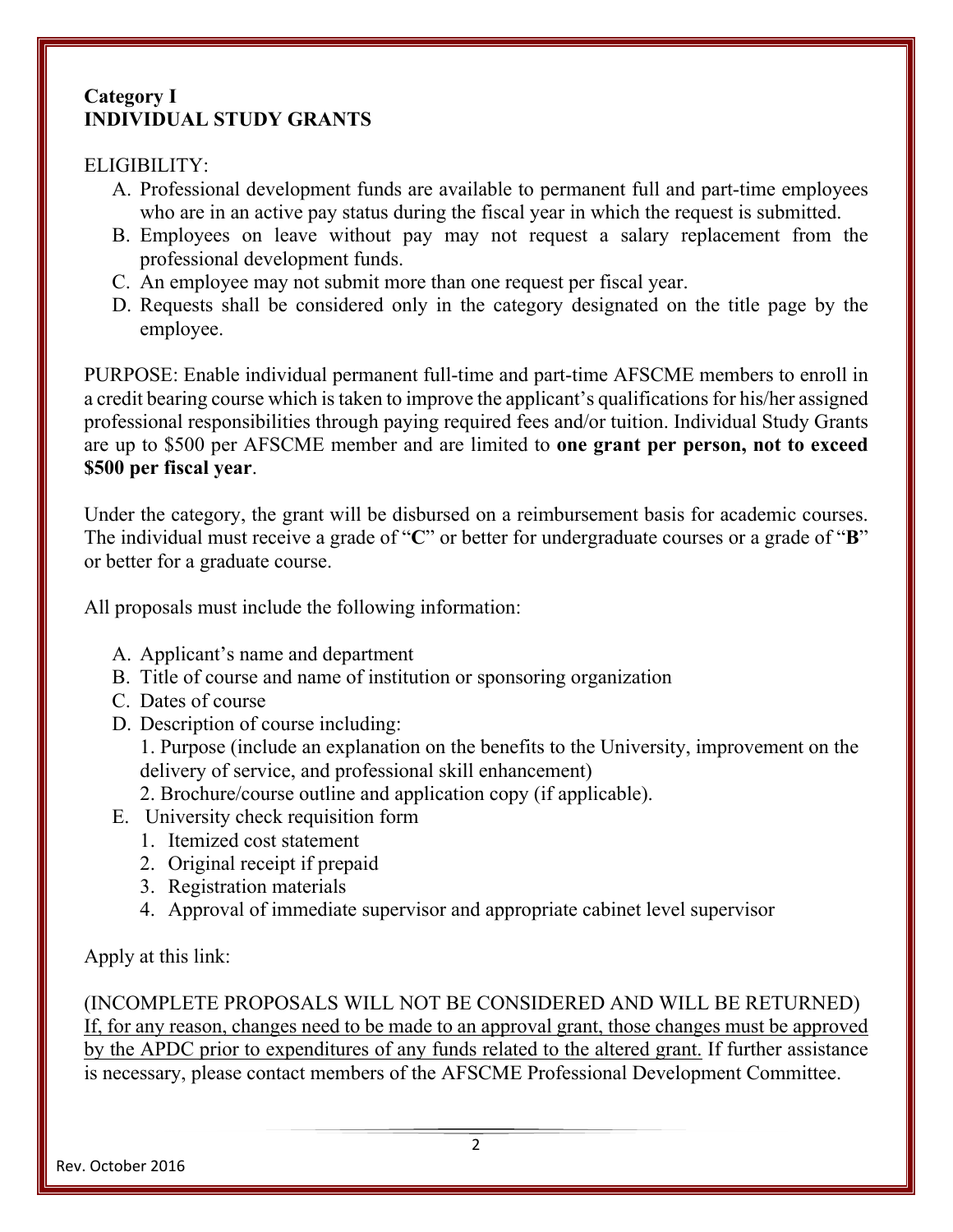**Category I**
**INDIVIDUAL STUDY GRANTS**

ELIGIBILITY:

A. Professional development funds are available to permanent full and part-time employees who are in an active pay status during the fiscal year in which the request is submitted.
B. Employees on leave without pay may not request a salary replacement from the professional development funds.
C. An employee may not submit more than one request per fiscal year.
D. Requests shall be considered only in the category designated on the title page by the employee.

PURPOSE: Enable individual permanent full-time and part-time AFSCME members to enroll in a credit bearing course which is taken to improve the applicant's qualifications for his/her assigned professional responsibilities through paying required fees and/or tuition. Individual Study Grants are up to $500 per AFSCME member and are limited to **one grant per person, not to exceed $500 per fiscal year**.

Under the category, the grant will be disbursed on a reimbursement basis for academic courses. The individual must receive a grade of "**C**" or better for undergraduate courses or a grade of "**B**" or better for a graduate course.

All proposals must include the following information:

A. Applicant's name and department
B. Title of course and name of institution or sponsoring organization
C. Dates of course
D. Description of course including:
   1. Purpose (include an explanation on the benefits to the University, improvement on the delivery of service, and professional skill enhancement)
   2. Brochure/course outline and application copy (if applicable).
E. University check requisition form
   1. Itemized cost statement
   2. Original receipt if prepaid
   3. Registration materials
   4. Approval of immediate supervisor and appropriate cabinet level supervisor

Apply at this link:

(INCOMPLETE PROPOSALS WILL NOT BE CONSIDERED AND WILL BE RETURNED)
<u>If, for any reason, changes need to be made to an approval grant, those changes must be approved by the APDC prior to expenditures of any funds related to the altered grant.</u> If further assistance is necessary, please contact members of the AFSCME Professional Development Committee.

Rev. October 2016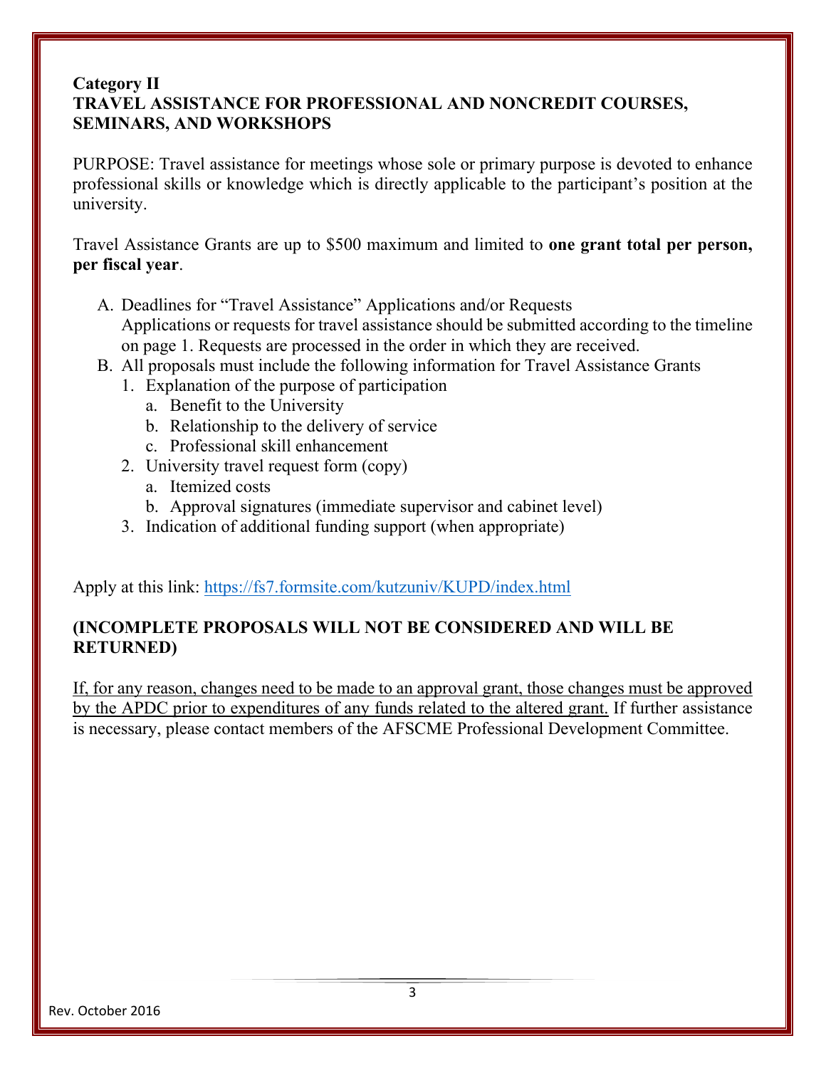**Category II**
**TRAVEL ASSISTANCE FOR PROFESSIONAL AND NONCREDIT COURSES, SEMINARS, AND WORKSHOPS**

PURPOSE: Travel assistance for meetings whose sole or primary purpose is devoted to enhance professional skills or knowledge which is directly applicable to the participant's position at the university.

Travel Assistance Grants are up to $500 maximum and limited to **one grant total per person, per fiscal year**.

A. Deadlines for "Travel Assistance" Applications and/or Requests
   Applications or requests for travel assistance should be submitted according to the timeline on page 1. Requests are processed in the order in which they are received.
B. All proposals must include the following information for Travel Assistance Grants
   1. Explanation of the purpose of participation
      a. Benefit to the University
      b. Relationship to the delivery of service
      c. Professional skill enhancement
   2. University travel request form (copy)
      a. Itemized costs
      b. Approval signatures (immediate supervisor and cabinet level)
   3. Indication of additional funding support (when appropriate)

Apply at this link: https://fs7.formsite.com/kutzuniv/KUPD/index.html

**(INCOMPLETE PROPOSALS WILL NOT BE CONSIDERED AND WILL BE RETURNED)**

<u>If, for any reason, changes need to be made to an approval grant, those changes must be approved by the APDC prior to expenditures of any funds related to the altered grant.</u> If further assistance is necessary, please contact members of the AFSCME Professional Development Committee.

Rev. October 2016